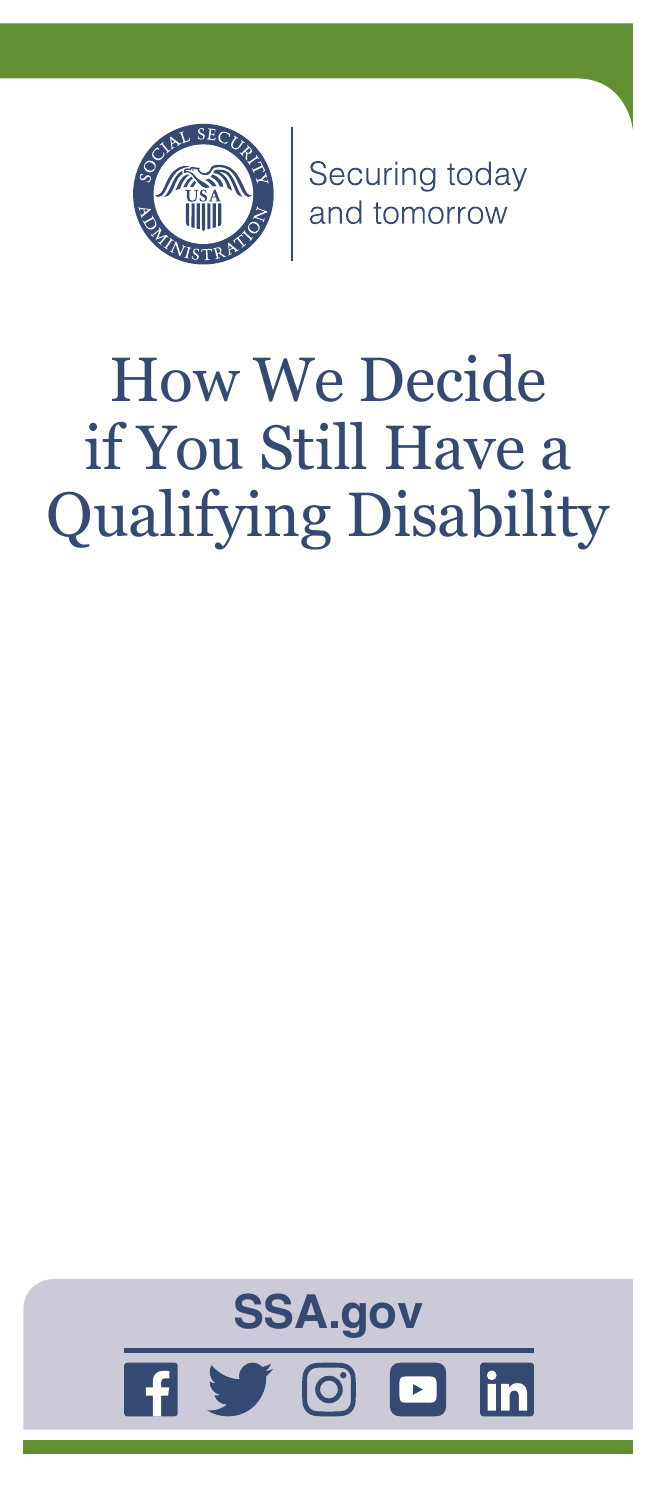Securing today and tomorrow

# How We Decide if You Still Have a Qualifying Disability

**SSA.gov**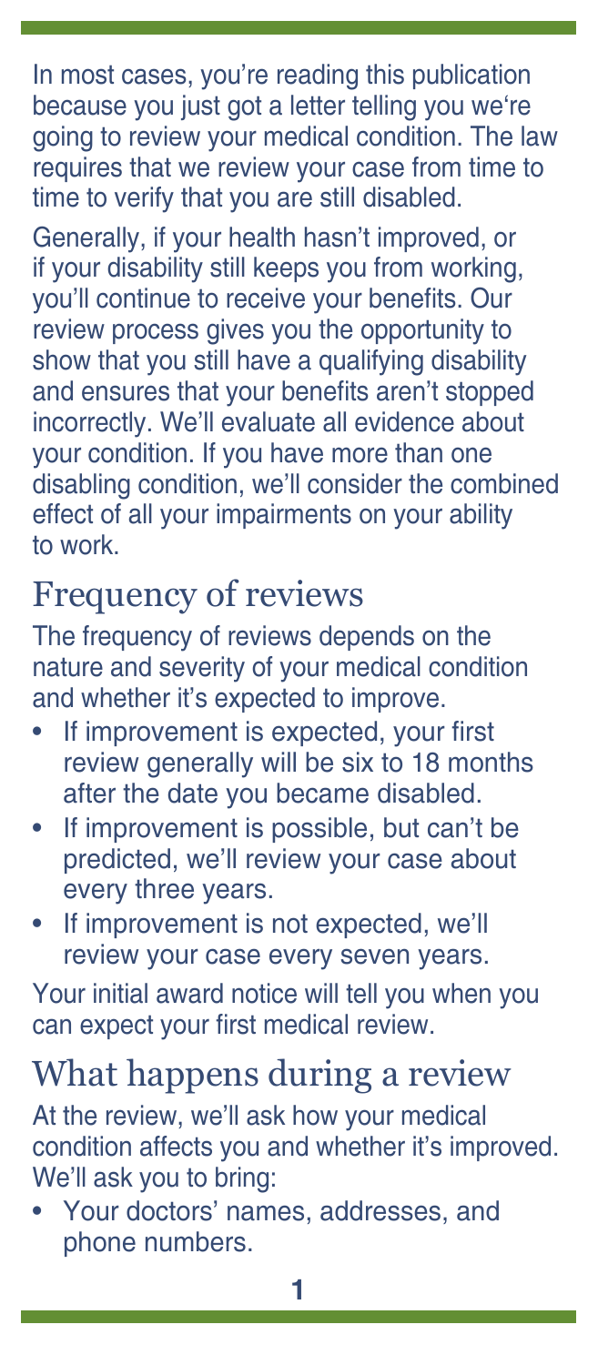In most cases, you're reading this publication because you just got a letter telling you we're going to review your medical condition. The law requires that we review your case from time to time to verify that you are still disabled.

Generally, if your health hasn't improved, or if your disability still keeps you from working, you'll continue to receive your benefits. Our review process gives you the opportunity to show that you still have a qualifying disability and ensures that your benefits aren't stopped incorrectly. We'll evaluate all evidence about your condition. If you have more than one disabling condition, we'll consider the combined effect of all your impairments on your ability to work.

## Frequency of reviews

The frequency of reviews depends on the nature and severity of your medical condition and whether it's expected to improve.

- If improvement is expected, your first review generally will be six to 18 months after the date you became disabled.
- If improvement is possible, but can't be predicted, we'll review your case about every three years.
- If improvement is not expected, we'll review your case every seven years.

Your initial award notice will tell you when you can expect your first medical review.

## What happens during a review

At the review, we'll ask how your medical condition affects you and whether it's improved. We'll ask you to bring:

- Your doctors' names, addresses, and phone numbers.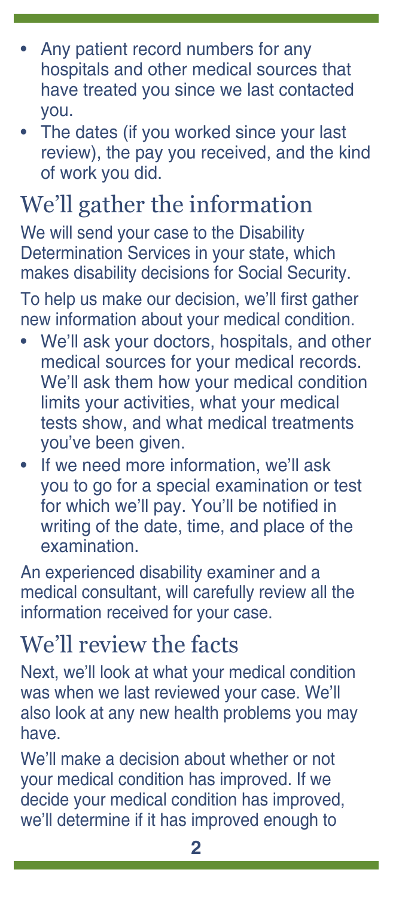- Any patient record numbers for any hospitals and other medical sources that have treated you since we last contacted you.
- The dates (if you worked since your last review), the pay you received, and the kind of work you did.

## We'll gather the information

We will send your case to the Disability Determination Services in your state, which makes disability decisions for Social Security.

To help us make our decision, we'll first gather new information about your medical condition.

- We'll ask your doctors, hospitals, and other medical sources for your medical records. We'll ask them how your medical condition limits your activities, what your medical tests show, and what medical treatments you've been given.
- If we need more information, we'll ask you to go for a special examination or test for which we'll pay. You'll be notified in writing of the date, time, and place of the examination.

An experienced disability examiner and a medical consultant, will carefully review all the information received for your case.

## We'll review the facts

Next, we'll look at what your medical condition was when we last reviewed your case. We'll also look at any new health problems you may have.

We'll make a decision about whether or not your medical condition has improved. If we decide your medical condition has improved, we'll determine if it has improved enough to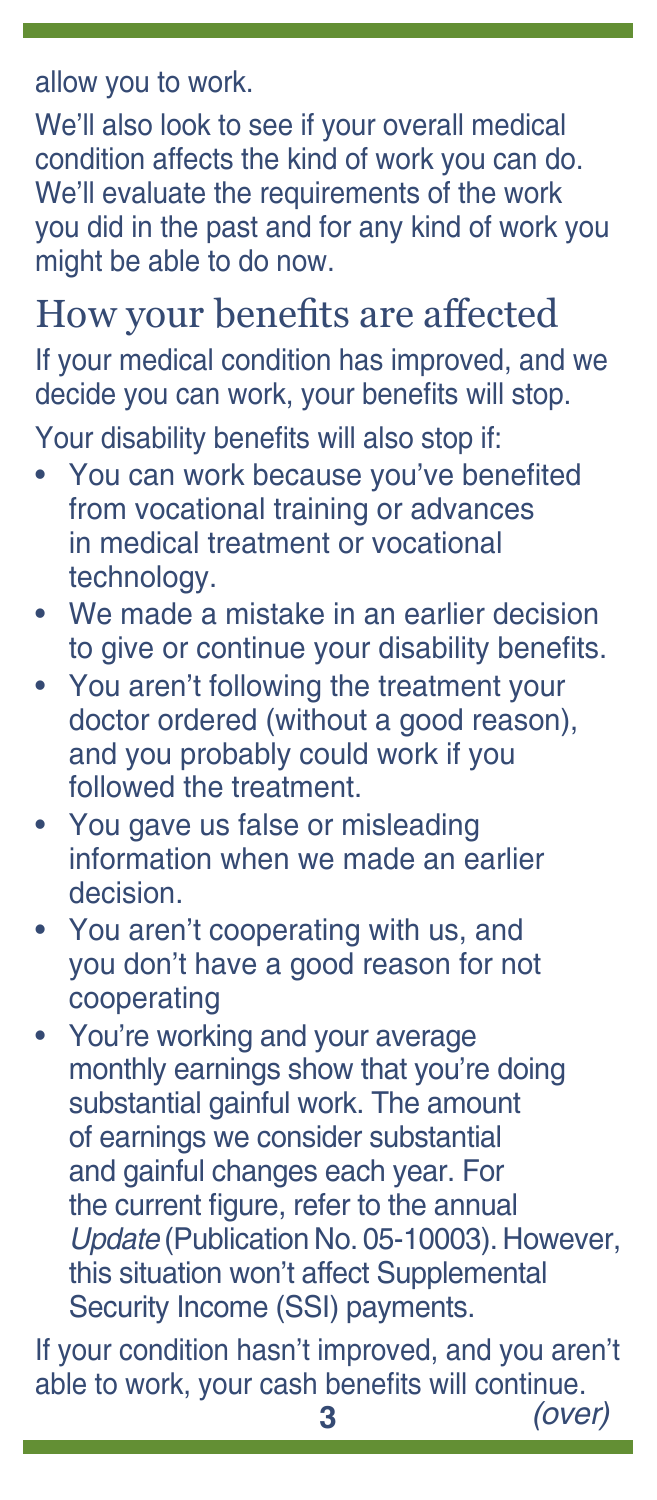allow you to work.

We'll also look to see if your overall medical condition affects the kind of work you can do. We'll evaluate the requirements of the work you did in the past and for any kind of work you might be able to do now.

## How your benefits are affected

If your medical condition has improved, and we decide you can work, your benefits will stop.

Your disability benefits will also stop if:

- You can work because you've benefited from vocational training or advances in medical treatment or vocational technology.
- We made a mistake in an earlier decision to give or continue your disability benefits.
- You aren't following the treatment your doctor ordered (without a good reason), and you probably could work if you followed the treatment.
- You gave us false or misleading information when we made an earlier decision.
- You aren't cooperating with us, and you don't have a good reason for not cooperating
- You're working and your average monthly earnings show that you're doing substantial gainful work. The amount of earnings we consider substantial and gainful changes each year. For the current figure, refer to the annual *Update* (Publication No. 05-10003). However, this situation won't affect Supplemental Security Income (SSI) payments.

If your condition hasn't improved, and you aren't able to work, your cash benefits will continue.

*(over)*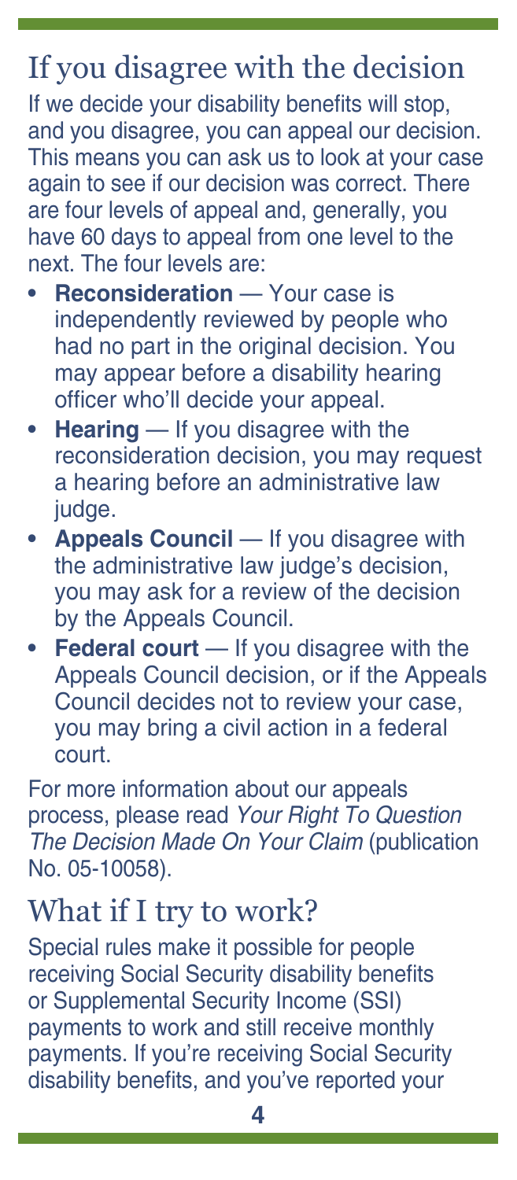## If you disagree with the decision

If we decide your disability benefits will stop, and you disagree, you can appeal our decision. This means you can ask us to look at your case again to see if our decision was correct. There are four levels of appeal and, generally, you have 60 days to appeal from one level to the next. The four levels are:

- **Reconsideration** — Your case is independently reviewed by people who had no part in the original decision. You may appear before a disability hearing officer who'll decide your appeal.
- **Hearing** — If you disagree with the reconsideration decision, you may request a hearing before an administrative law judge.
- **Appeals Council** — If you disagree with the administrative law judge's decision, you may ask for a review of the decision by the Appeals Council.
- **Federal court** — If you disagree with the Appeals Council decision, or if the Appeals Council decides not to review your case, you may bring a civil action in a federal court.

For more information about our appeals process, please read *Your Right To Question The Decision Made On Your Claim* (publication No. 05-10058).

## What if I try to work?

Special rules make it possible for people receiving Social Security disability benefits or Supplemental Security Income (SSI) payments to work and still receive monthly payments. If you're receiving Social Security disability benefits, and you've reported your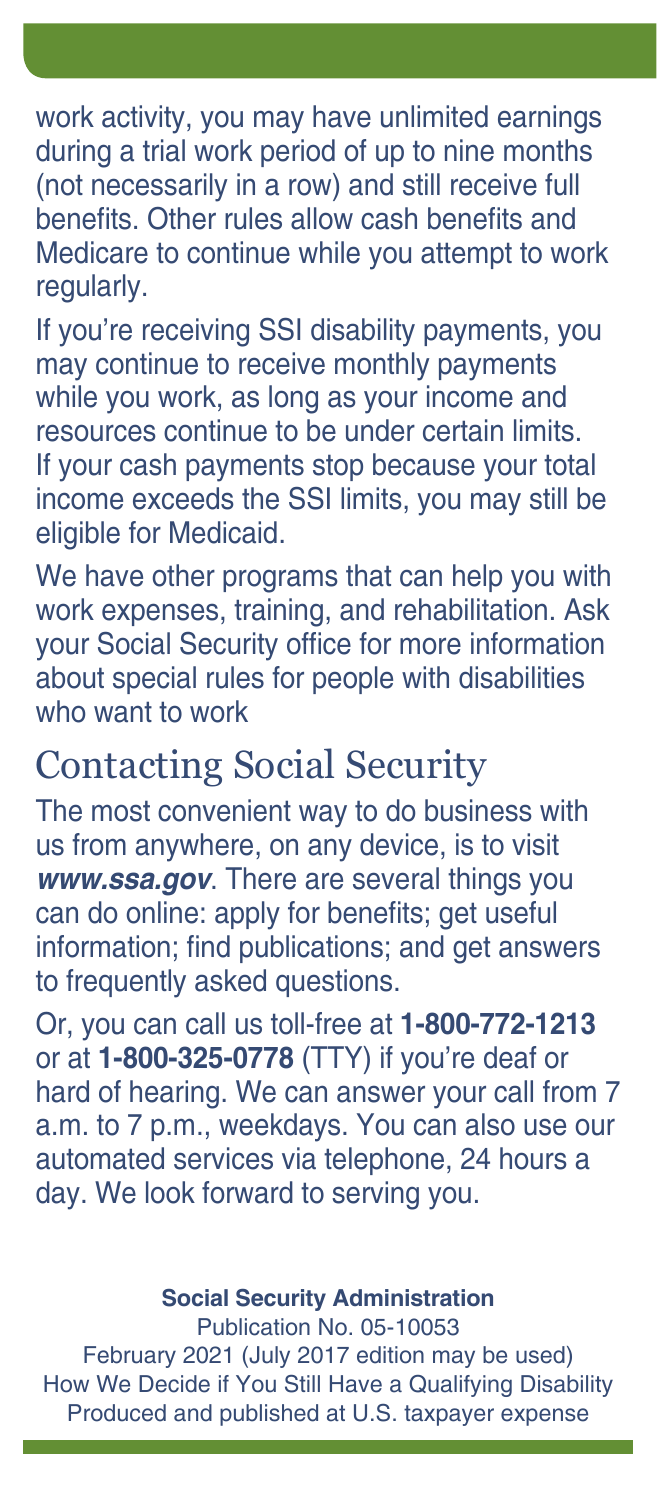work activity, you may have unlimited earnings during a trial work period of up to nine months (not necessarily in a row) and still receive full benefits. Other rules allow cash benefits and Medicare to continue while you attempt to work regularly.

If you're receiving SSI disability payments, you may continue to receive monthly payments while you work, as long as your income and resources continue to be under certain limits. If your cash payments stop because your total income exceeds the SSI limits, you may still be eligible for Medicaid.

We have other programs that can help you with work expenses, training, and rehabilitation. Ask your Social Security office for more information about special rules for people with disabilities who want to work

## Contacting Social Security

The most convenient way to do business with us from anywhere, on any device, is to visit ***www.ssa.gov***. There are several things you can do online: apply for benefits; get useful information; find publications; and get answers to frequently asked questions.

Or, you can call us toll-free at **1-800-772-1213** or at **1-800-325-0778** (TTY) if you're deaf or hard of hearing. We can answer your call from 7 a.m. to 7 p.m., weekdays. You can also use our automated services via telephone, 24 hours a day. We look forward to serving you.

**Social Security Administration**
Publication No. 05-10053
February 2021 (July 2017 edition may be used)
How We Decide if You Still Have a Qualifying Disability
Produced and published at U.S. taxpayer expense